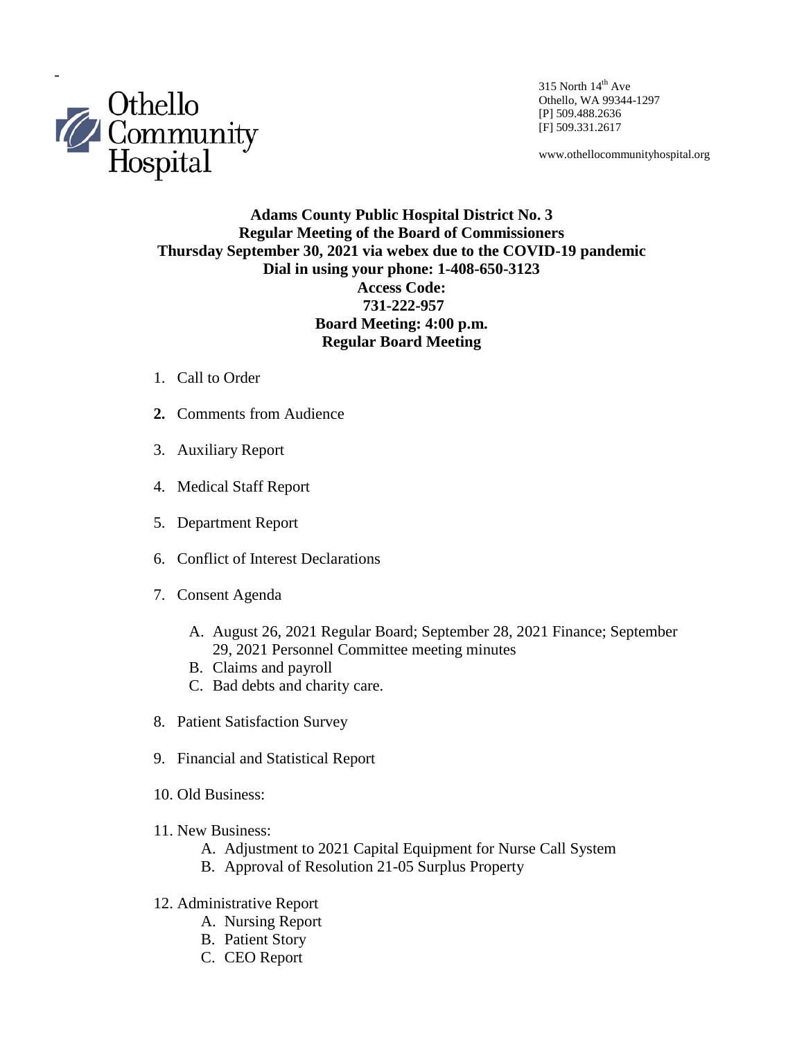-

Othello Community Hospital

315 North 14th Ave
Othello, WA 99344-1297
[P] 509.488.2636
[F] 509.331.2617

www.othellocommunityhospital.org

**Adams County Public Hospital District No. 3**
**Regular Meeting of the Board of Commissioners**
**Thursday September 30, 2021 via webex due to the COVID-19 pandemic**
**Dial in using your phone: 1-408-650-3123**
**Access Code:**
**731-222-957**
**Board Meeting: 4:00 p.m.**
**Regular Board Meeting**

1. Call to Order
2. Comments from Audience
3. Auxiliary Report
4. Medical Staff Report
5. Department Report
6. Conflict of Interest Declarations
7. Consent Agenda
   - A. August 26, 2021 Regular Board; September 28, 2021 Finance; September 29, 2021 Personnel Committee meeting minutes
   - B. Claims and payroll
   - C. Bad debts and charity care.
8. Patient Satisfaction Survey
9. Financial and Statistical Report
10. Old Business:
11. New Business:
    - A. Adjustment to 2021 Capital Equipment for Nurse Call System
    - B. Approval of Resolution 21-05 Surplus Property
12. Administrative Report
    - A. Nursing Report
    - B. Patient Story
    - C. CEO Report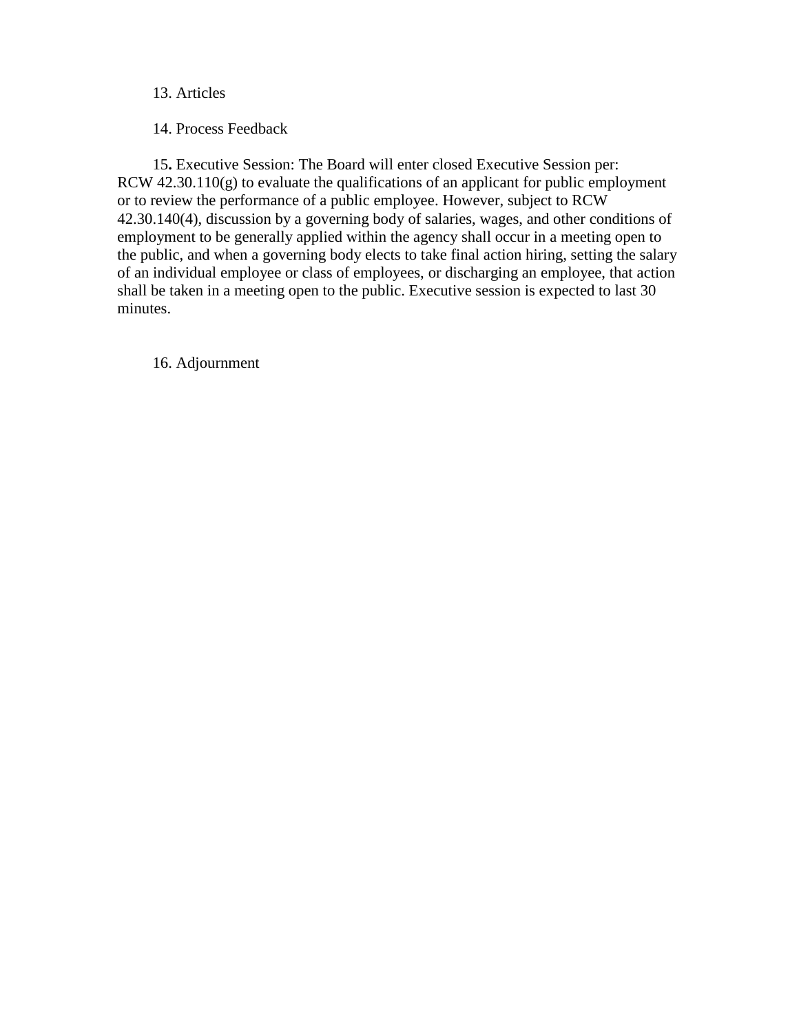13. Articles

14. Process Feedback

15**.** Executive Session: The Board will enter closed Executive Session per: RCW 42.30.110(g) to evaluate the qualifications of an applicant for public employment or to review the performance of a public employee. However, subject to RCW 42.30.140(4), discussion by a governing body of salaries, wages, and other conditions of employment to be generally applied within the agency shall occur in a meeting open to the public, and when a governing body elects to take final action hiring, setting the salary of an individual employee or class of employees, or discharging an employee, that action shall be taken in a meeting open to the public. Executive session is expected to last 30 minutes.

16. Adjournment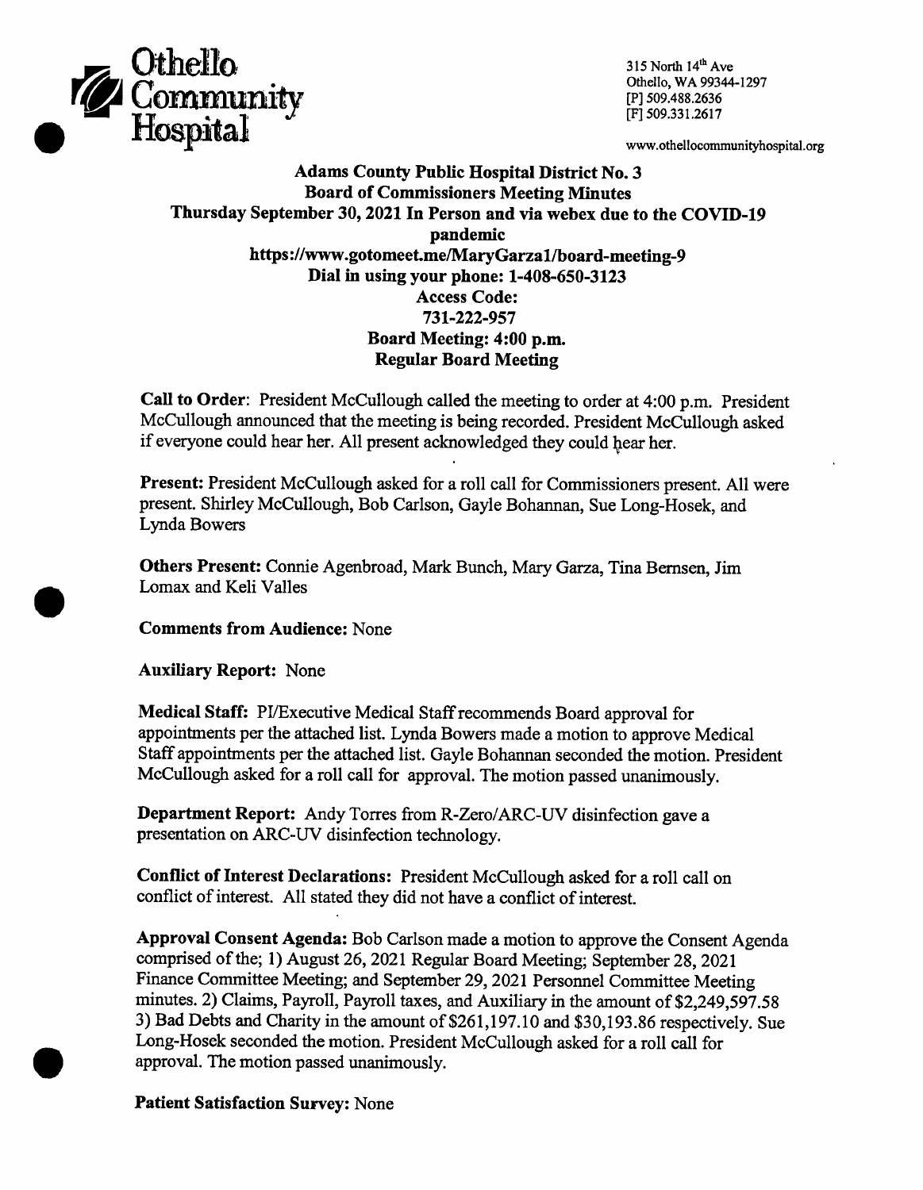**Othello Community Hospital**

315 North 14th Ave
Othello, WA 99344-1297
[P] 509.488.2636
[F] 509.331.2617

www.othellocommunityhospital.org

**Adams County Public Hospital District No. 3**
**Board of Commissioners Meeting Minutes**
**Thursday September 30, 2021 In Person and via webex due to the COVID-19 pandemic**
**https://www.gotomeet.me/MaryGarza1/board-meeting-9**
**Dial in using your phone: 1-408-650-3123**
**Access Code:**
**731-222-957**
**Board Meeting: 4:00 p.m.**
**Regular Board Meeting**

**Call to Order**: President McCullough called the meeting to order at 4:00 p.m. President McCullough announced that the meeting is being recorded. President McCullough asked if everyone could hear her. All present acknowledged they could hear her.

**Present:** President McCullough asked for a roll call for Commissioners present. All were present. Shirley McCullough, Bob Carlson, Gayle Bohannan, Sue Long-Hosek, and Lynda Bowers

**Others Present:** Connie Agenbroad, Mark Bunch, Mary Garza, Tina Bernsen, Jim Lomax and Keli Valles

**Comments from Audience:** None

**Auxiliary Report:** None

**Medical Staff:** PI/Executive Medical Staff recommends Board approval for appointments per the attached list. Lynda Bowers made a motion to approve Medical Staff appointments per the attached list. Gayle Bohannan seconded the motion. President McCullough asked for a roll call for approval. The motion passed unanimously.

**Department Report:** Andy Torres from R-Zero/ARC-UV disinfection gave a presentation on ARC-UV disinfection technology.

**Conflict of Interest Declarations:** President McCullough asked for a roll call on conflict of interest. All stated they did not have a conflict of interest.

**Approval Consent Agenda:** Bob Carlson made a motion to approve the Consent Agenda comprised of the; 1) August 26, 2021 Regular Board Meeting; September 28, 2021 Finance Committee Meeting; and September 29, 2021 Personnel Committee Meeting minutes. 2) Claims, Payroll, Payroll taxes, and Auxiliary in the amount of $2,249,597.58 3) Bad Debts and Charity in the amount of $261,197.10 and $30,193.86 respectively. Sue Long-Hosek seconded the motion. President McCullough asked for a roll call for approval. The motion passed unanimously.

**Patient Satisfaction Survey:** None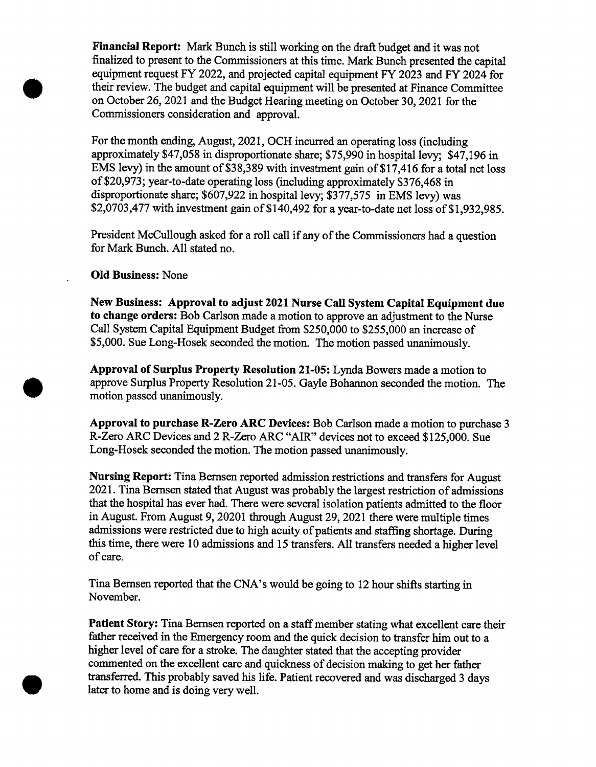**Financial Report:** Mark Bunch is still working on the draft budget and it was not finalized to present to the Commissioners at this time. Mark Bunch presented the capital equipment request FY 2022, and projected capital equipment FY 2023 and FY 2024 for their review. The budget and capital equipment will be presented at Finance Committee on October 26, 2021 and the Budget Hearing meeting on October 30, 2021 for the Commissioners consideration and approval.

For the month ending, August, 2021, OCH incurred an operating loss (including approximately $47,058 in disproportionate share; $75,990 in hospital levy; $47,196 in EMS levy) in the amount of $38,389 with investment gain of $17,416 for a total net loss of $20,973; year-to-date operating loss (including approximately $376,468 in disproportionate share; $607,922 in hospital levy; $377,575 in EMS levy) was $2,0703,477 with investment gain of $140,492 for a year-to-date net loss of $1,932,985.

President McCullough asked for a roll call if any of the Commissioners had a question for Mark Bunch. All stated no.

**Old Business:** None

**New Business: Approval to adjust 2021 Nurse Call System Capital Equipment due to change orders:** Bob Carlson made a motion to approve an adjustment to the Nurse Call System Capital Equipment Budget from $250,000 to $255,000 an increase of $5,000. Sue Long-Hosek seconded the motion. The motion passed unanimously.

**Approval of Surplus Property Resolution 21-05:** Lynda Bowers made a motion to approve Surplus Property Resolution 21-05. Gayle Bohannon seconded the motion. The motion passed unanimously.

**Approval to purchase R-Zero ARC Devices:** Bob Carlson made a motion to purchase 3 R-Zero ARC Devices and 2 R-Zero ARC "AIR" devices not to exceed $125,000. Sue Long-Hosek seconded the motion. The motion passed unanimously.

**Nursing Report:** Tina Bernsen reported admission restrictions and transfers for August 2021. Tina Bernsen stated that August was probably the largest restriction of admissions that the hospital has ever had. There were several isolation patients admitted to the floor in August. From August 9, 20201 through August 29, 2021 there were multiple times admissions were restricted due to high acuity of patients and staffing shortage. During this time, there were 10 admissions and 15 transfers. All transfers needed a higher level of care.

Tina Bernsen reported that the CNA's would be going to 12 hour shifts starting in November.

**Patient Story:** Tina Bernsen reported on a staff member stating what excellent care their father received in the Emergency room and the quick decision to transfer him out to a higher level of care for a stroke. The daughter stated that the accepting provider commented on the excellent care and quickness of decision making to get her father transferred. This probably saved his life. Patient recovered and was discharged 3 days later to home and is doing very well.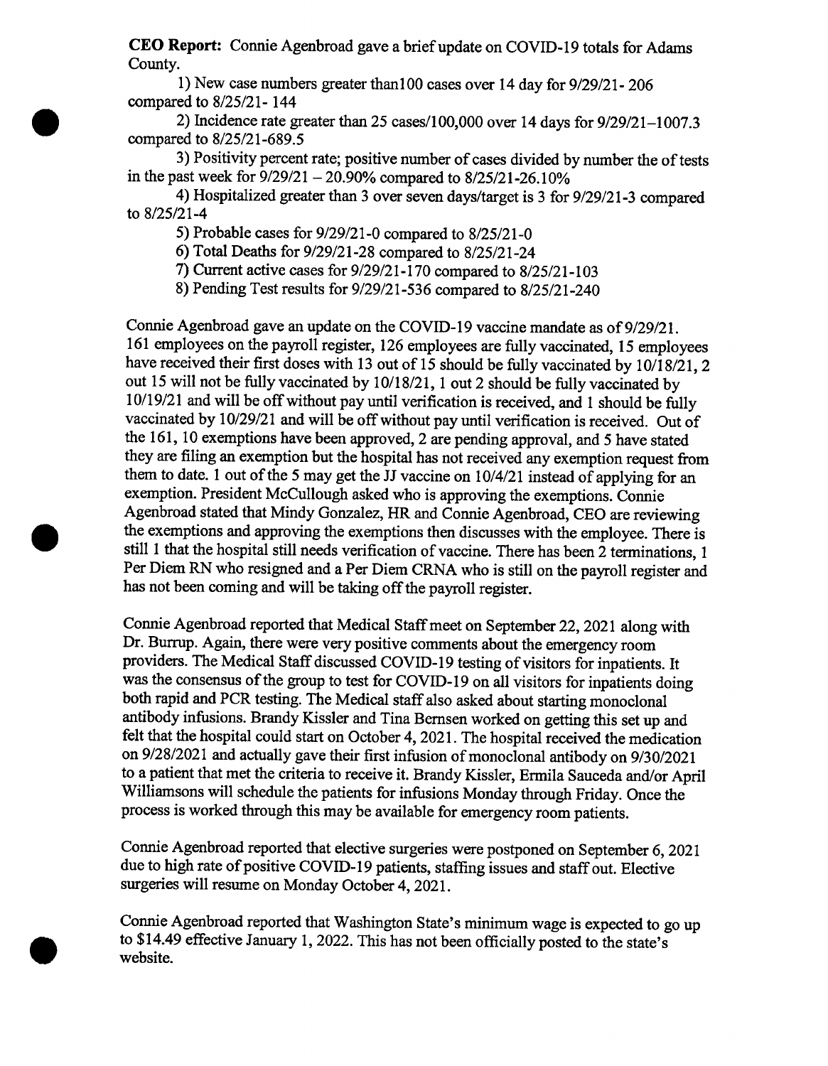**CEO Report:** Connie Agenbroad gave a brief update on COVID-19 totals for Adams County.

1) New case numbers greater than100 cases over 14 day for 9/29/21- 206 compared to 8/25/21- 144

2) Incidence rate greater than 25 cases/100,000 over 14 days for 9/29/21–1007.3 compared to 8/25/21-689.5

3) Positivity percent rate; positive number of cases divided by number the of tests in the past week for 9/29/21 – 20.90% compared to 8/25/21-26.10%

4) Hospitalized greater than 3 over seven days/target is 3 for 9/29/21-3 compared to 8/25/21-4

5) Probable cases for 9/29/21-0 compared to 8/25/21-0

6) Total Deaths for 9/29/21-28 compared to 8/25/21-24

7) Current active cases for 9/29/21-170 compared to 8/25/21-103

8) Pending Test results for 9/29/21-536 compared to 8/25/21-240

Connie Agenbroad gave an update on the COVID-19 vaccine mandate as of 9/29/21. 161 employees on the payroll register, 126 employees are fully vaccinated, 15 employees have received their first doses with 13 out of 15 should be fully vaccinated by 10/18/21, 2 out 15 will not be fully vaccinated by 10/18/21, 1 out 2 should be fully vaccinated by 10/19/21 and will be off without pay until verification is received, and 1 should be fully vaccinated by 10/29/21 and will be off without pay until verification is received. Out of the 161, 10 exemptions have been approved, 2 are pending approval, and 5 have stated they are filing an exemption but the hospital has not received any exemption request from them to date. 1 out of the 5 may get the JJ vaccine on 10/4/21 instead of applying for an exemption. President McCullough asked who is approving the exemptions. Connie Agenbroad stated that Mindy Gonzalez, HR and Connie Agenbroad, CEO are reviewing the exemptions and approving the exemptions then discusses with the employee. There is still 1 that the hospital still needs verification of vaccine. There has been 2 terminations, 1 Per Diem RN who resigned and a Per Diem CRNA who is still on the payroll register and has not been coming and will be taking off the payroll register.

Connie Agenbroad reported that Medical Staff meet on September 22, 2021 along with Dr. Burrup. Again, there were very positive comments about the emergency room providers. The Medical Staff discussed COVID-19 testing of visitors for inpatients. It was the consensus of the group to test for COVID-19 on all visitors for inpatients doing both rapid and PCR testing. The Medical staff also asked about starting monoclonal antibody infusions. Brandy Kissler and Tina Bernsen worked on getting this set up and felt that the hospital could start on October 4, 2021. The hospital received the medication on 9/28/2021 and actually gave their first infusion of monoclonal antibody on 9/30/2021 to a patient that met the criteria to receive it. Brandy Kissler, Ermila Sauceda and/or April Williamsons will schedule the patients for infusions Monday through Friday. Once the process is worked through this may be available for emergency room patients.

Connie Agenbroad reported that elective surgeries were postponed on September 6, 2021 due to high rate of positive COVID-19 patients, staffing issues and staff out. Elective surgeries will resume on Monday October 4, 2021.

Connie Agenbroad reported that Washington State's minimum wage is expected to go up to $14.49 effective January 1, 2022. This has not been officially posted to the state's website.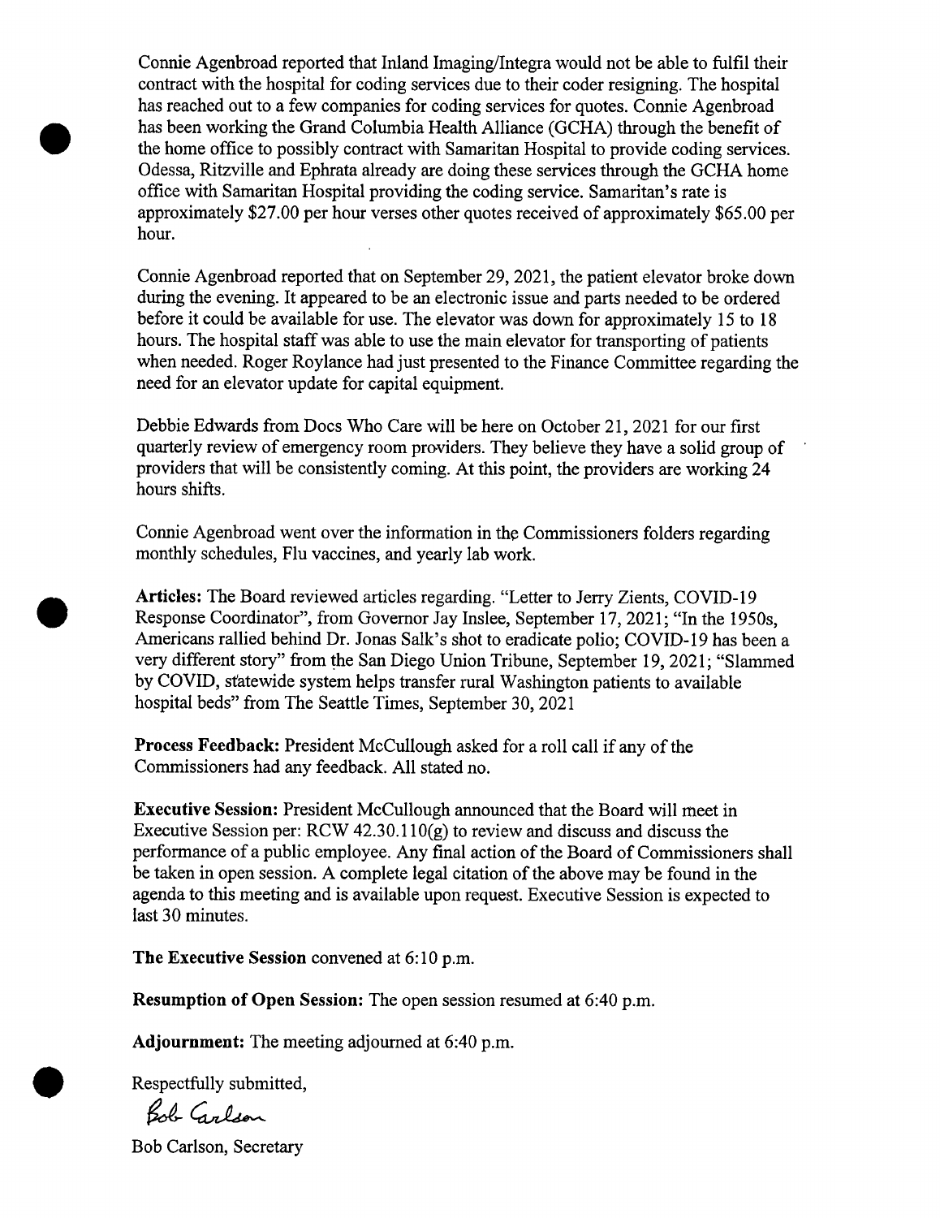Connie Agenbroad reported that Inland Imaging/Integra would not be able to fulfil their contract with the hospital for coding services due to their coder resigning. The hospital has reached out to a few companies for coding services for quotes. Connie Agenbroad has been working the Grand Columbia Health Alliance (GCHA) through the benefit of the home office to possibly contract with Samaritan Hospital to provide coding services. Odessa, Ritzville and Ephrata already are doing these services through the GCHA home office with Samaritan Hospital providing the coding service. Samaritan's rate is approximately $27.00 per hour verses other quotes received of approximately $65.00 per hour.

Connie Agenbroad reported that on September 29, 2021, the patient elevator broke down during the evening. It appeared to be an electronic issue and parts needed to be ordered before it could be available for use. The elevator was down for approximately 15 to 18 hours. The hospital staff was able to use the main elevator for transporting of patients when needed. Roger Roylance had just presented to the Finance Committee regarding the need for an elevator update for capital equipment.

Debbie Edwards from Docs Who Care will be here on October 21, 2021 for our first quarterly review of emergency room providers. They believe they have a solid group of providers that will be consistently coming. At this point, the providers are working 24 hours shifts.

Connie Agenbroad went over the information in the Commissioners folders regarding monthly schedules, Flu vaccines, and yearly lab work.

**Articles:** The Board reviewed articles regarding. "Letter to Jerry Zients, COVID-19 Response Coordinator", from Governor Jay Inslee, September 17, 2021; "In the 1950s, Americans rallied behind Dr. Jonas Salk's shot to eradicate polio; COVID-19 has been a very different story" from the San Diego Union Tribune, September 19, 2021; "Slammed by COVID, statewide system helps transfer rural Washington patients to available hospital beds" from The Seattle Times, September 30, 2021

**Process Feedback:** President McCullough asked for a roll call if any of the Commissioners had any feedback. All stated no.

**Executive Session:** President McCullough announced that the Board will meet in Executive Session per: RCW 42.30.110(g) to review and discuss and discuss the performance of a public employee. Any final action of the Board of Commissioners shall be taken in open session. A complete legal citation of the above may be found in the agenda to this meeting and is available upon request. Executive Session is expected to last 30 minutes.

**The Executive Session** convened at 6:10 p.m.

**Resumption of Open Session:** The open session resumed at 6:40 p.m.

**Adjournment:** The meeting adjourned at 6:40 p.m.

Respectfully submitted,

Bob Carlson

Bob Carlson, Secretary